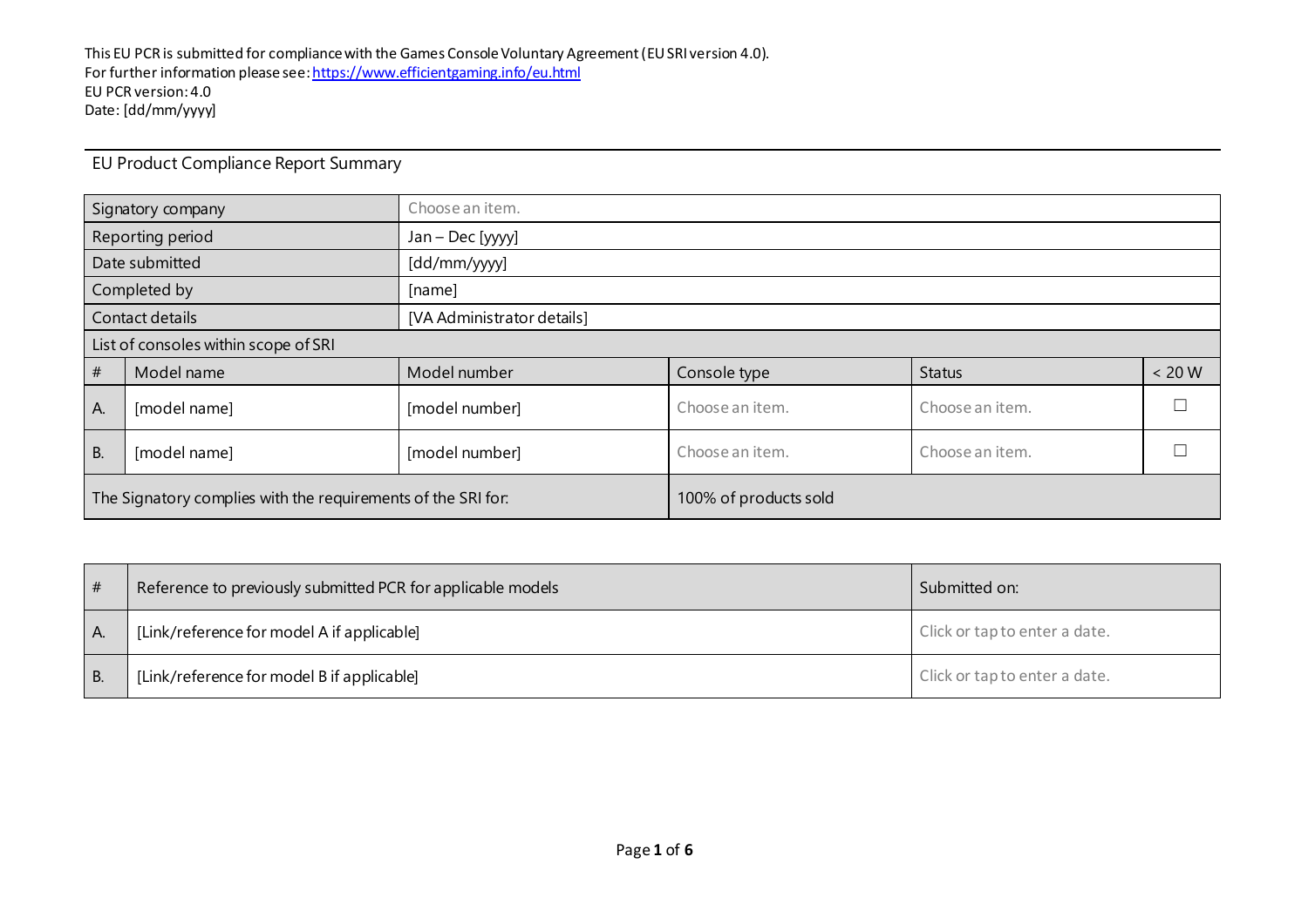This EU PCR is submitted for compliance with the Games Console Voluntary Agreement (EU SRI version 4.0).
For further information please see: https://www.efficientgaming.info/eu.html
EU PCR version: 4.0
Date: [dd/mm/yyyy]

## EU Product Compliance Report Summary

| Signatory company | | Choose an item. | | | |
|---|---|---|---|---|---|
| Reporting period | | Jan – Dec [yyyy] | | | |
| Date submitted | | [dd/mm/yyyy] | | | |
| Completed by | | [name] | | | |
| Contact details | | [VA Administrator details] | | | |
| List of consoles within scope of SRI | | | | | |
| # | Model name | Model number | Console type | Status | < 20 W |
| A. | [model name] | [model number] | Choose an item. | Choose an item. | ☐ |
| B. | [model name] | [model number] | Choose an item. | Choose an item. | ☐ |
| The Signatory complies with the requirements of the SRI for: | | | 100% of products sold | | |

| # | Reference to previously submitted PCR for applicable models | Submitted on: |
|---|---|---|
| A. | [Link/reference for model A if applicable] | Click or tap to enter a date. |
| B. | [Link/reference for model B if applicable] | Click or tap to enter a date. |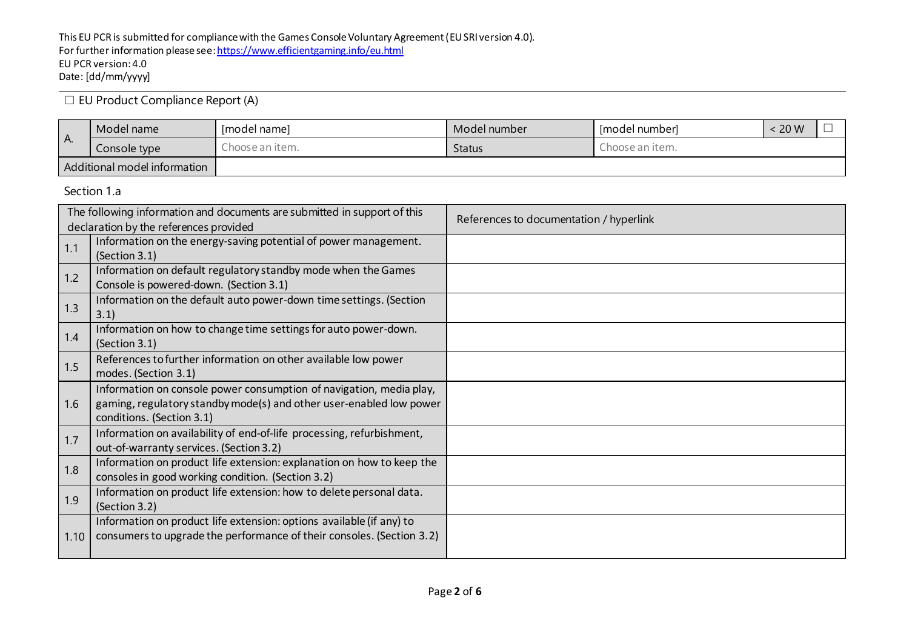This EU PCR is submitted for compliance with the Games Console Voluntary Agreement (EU SRI version 4.0).
For further information please see: https://www.efficientgaming.info/eu.html
EU PCR version: 4.0
Date: [dd/mm/yyyy]

☐ EU Product Compliance Report (A)

| A. | Model name | [model name] | Model number | [model number] | < 20 W | ☐ |
|---|---|---|---|---|---|---|
| | Console type | Choose an item. | Status | Choose an item. | | |
| Additional model information | | | | | | |

Section 1.a

| The following information and documents are submitted in support of this declaration by the references provided | | References to documentation / hyperlink |
|---|---|---|
| 1.1 | Information on the energy-saving potential of power management. (Section 3.1) | |
| 1.2 | Information on default regulatory standby mode when the Games Console is powered-down. (Section 3.1) | |
| 1.3 | Information on the default auto power-down time settings. (Section 3.1) | |
| 1.4 | Information on how to change time settings for auto power-down. (Section 3.1) | |
| 1.5 | References to further information on other available low power modes. (Section 3.1) | |
| 1.6 | Information on console power consumption of navigation, media play, gaming, regulatory standby mode(s) and other user-enabled low power conditions. (Section 3.1) | |
| 1.7 | Information on availability of end-of-life processing, refurbishment, out-of-warranty services. (Section 3.2) | |
| 1.8 | Information on product life extension: explanation on how to keep the consoles in good working condition. (Section 3.2) | |
| 1.9 | Information on product life extension: how to delete personal data. (Section 3.2) | |
| 1.10 | Information on product life extension: options available (if any) to consumers to upgrade the performance of their consoles. (Section 3.2) | |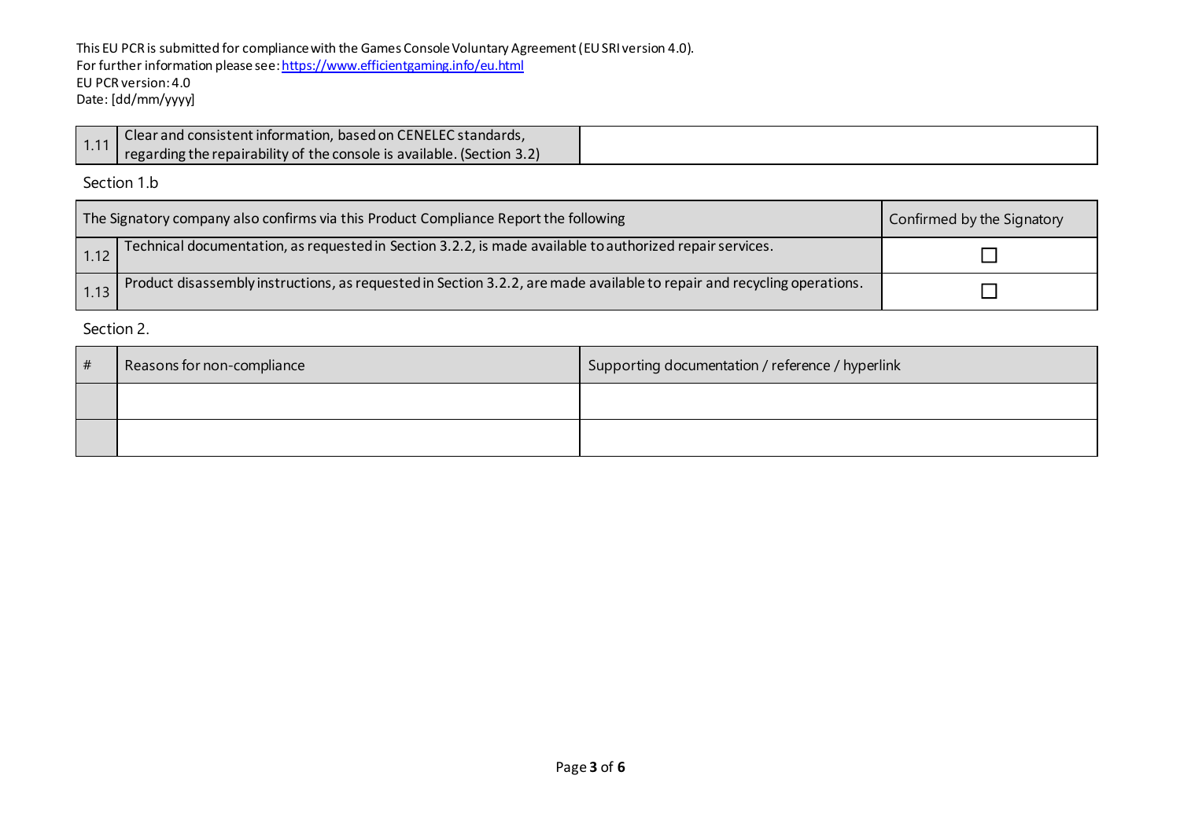This EU PCR is submitted for compliance with the Games Console Voluntary Agreement (EU SRI version 4.0).
For further information please see: https://www.efficientgaming.info/eu.html
EU PCR version: 4.0
Date: [dd/mm/yyyy]

| | | |
|---|---|---|
| 1.11 | Clear and consistent information, based on CENELEC standards, regarding the repairability of the console is available. (Section 3.2) | |

Section 1.b

| | The Signatory company also confirms via this Product Compliance Report the following | Confirmed by the Signatory |
|---|---|---|
| 1.12 | Technical documentation, as requested in Section 3.2.2, is made available to authorized repair services. | ☐ |
| 1.13 | Product disassembly instructions, as requested in Section 3.2.2, are made available to repair and recycling operations. | ☐ |

Section 2.

| # | Reasons for non-compliance | Supporting documentation / reference / hyperlink |
|---|---|---|
| | | |
| | | |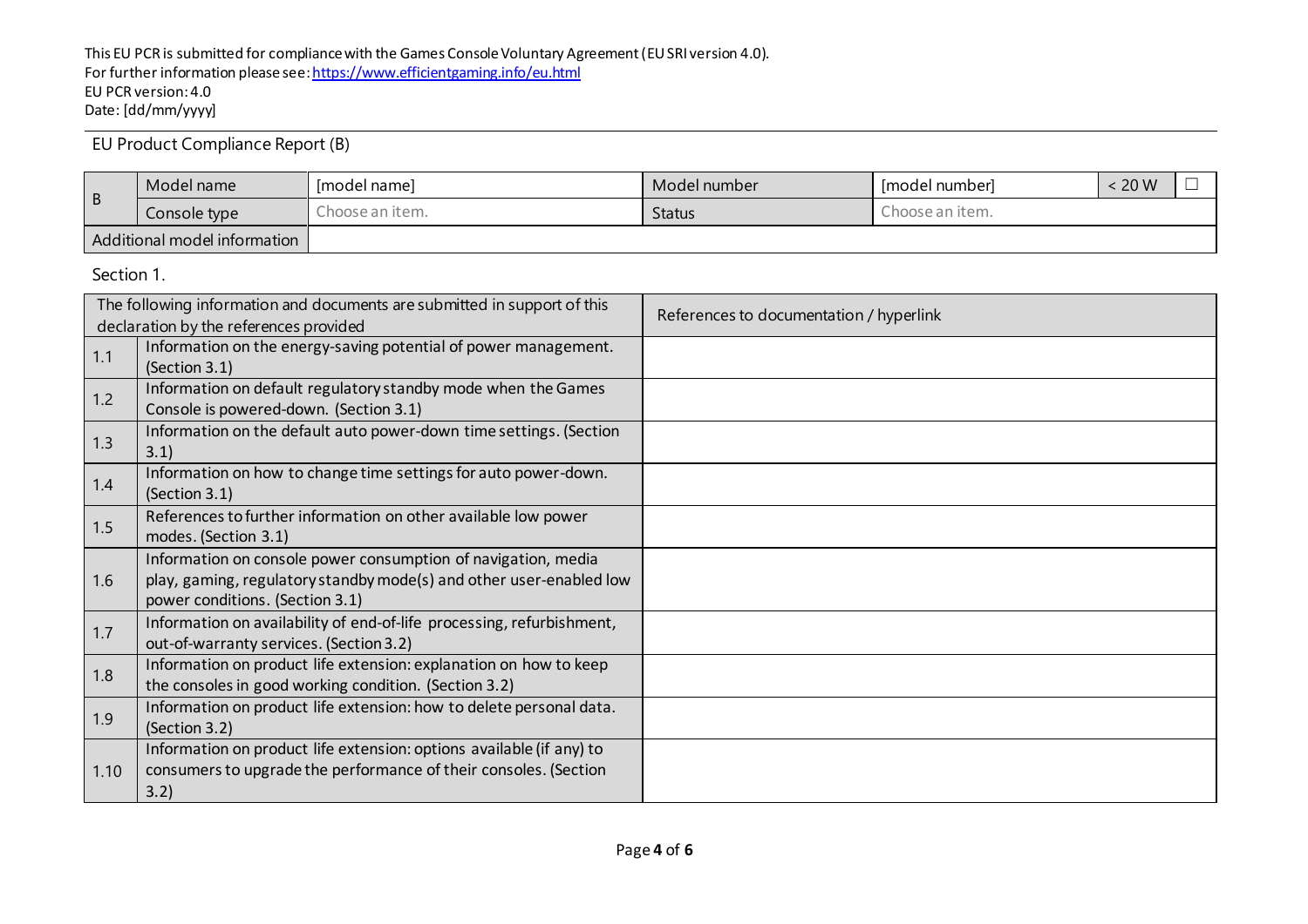This EU PCR is submitted for compliance with the Games Console Voluntary Agreement (EU SRI version 4.0).
For further information please see: https://www.efficientgaming.info/eu.html
EU PCR version: 4.0
Date: [dd/mm/yyyy]

## EU Product Compliance Report (B)

| B | Model name | [model name] | Model number | [model number] | < 20 W | ☐ |
|---|---|---|---|---|---|---|
| | Console type | Choose an item. | Status | Choose an item. | | |
| Additional model information | | | | | | |

Section 1.

| The following information and documents are submitted in support of this declaration by the references provided | | References to documentation / hyperlink |
|---|---|---|
| 1.1 | Information on the energy-saving potential of power management. (Section 3.1) | |
| 1.2 | Information on default regulatory standby mode when the Games Console is powered-down. (Section 3.1) | |
| 1.3 | Information on the default auto power-down time settings. (Section 3.1) | |
| 1.4 | Information on how to change time settings for auto power-down. (Section 3.1) | |
| 1.5 | References to further information on other available low power modes. (Section 3.1) | |
| 1.6 | Information on console power consumption of navigation, media play, gaming, regulatory standby mode(s) and other user-enabled low power conditions. (Section 3.1) | |
| 1.7 | Information on availability of end-of-life processing, refurbishment, out-of-warranty services. (Section 3.2) | |
| 1.8 | Information on product life extension: explanation on how to keep the consoles in good working condition. (Section 3.2) | |
| 1.9 | Information on product life extension: how to delete personal data. (Section 3.2) | |
| 1.10 | Information on product life extension: options available (if any) to consumers to upgrade the performance of their consoles. (Section 3.2) | |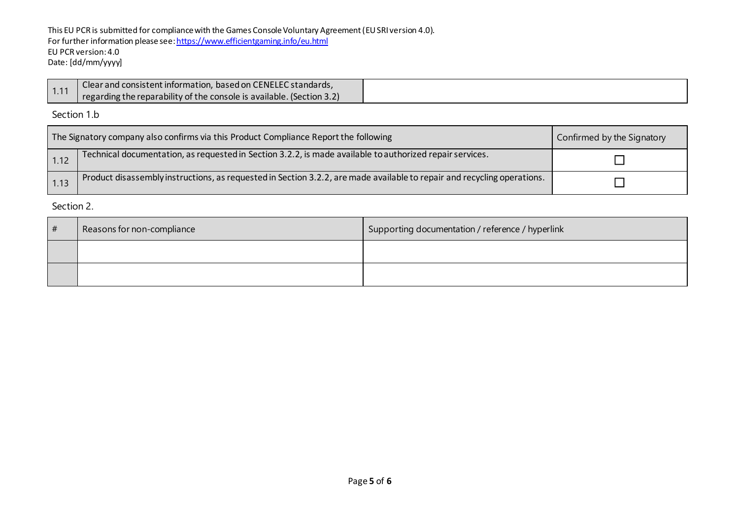This EU PCR is submitted for compliance with the Games Console Voluntary Agreement (EU SRI version 4.0).
For further information please see: https://www.efficientgaming.info/eu.html
EU PCR version: 4.0
Date: [dd/mm/yyyy]

| | | |
|---|---|---|
| 1.11 | Clear and consistent information, based on CENELEC standards, regarding the reparability of the console is available. (Section 3.2) | |

Section 1.b

| The Signatory company also confirms via this Product Compliance Report the following | | Confirmed by the Signatory |
|---|---|---|
| 1.12 | Technical documentation, as requested in Section 3.2.2, is made available to authorized repair services. | ☐ |
| 1.13 | Product disassembly instructions, as requested in Section 3.2.2, are made available to repair and recycling operations. | ☐ |

Section 2.

| # | Reasons for non-compliance | Supporting documentation / reference / hyperlink |
|---|---|---|
| | | |
| | | |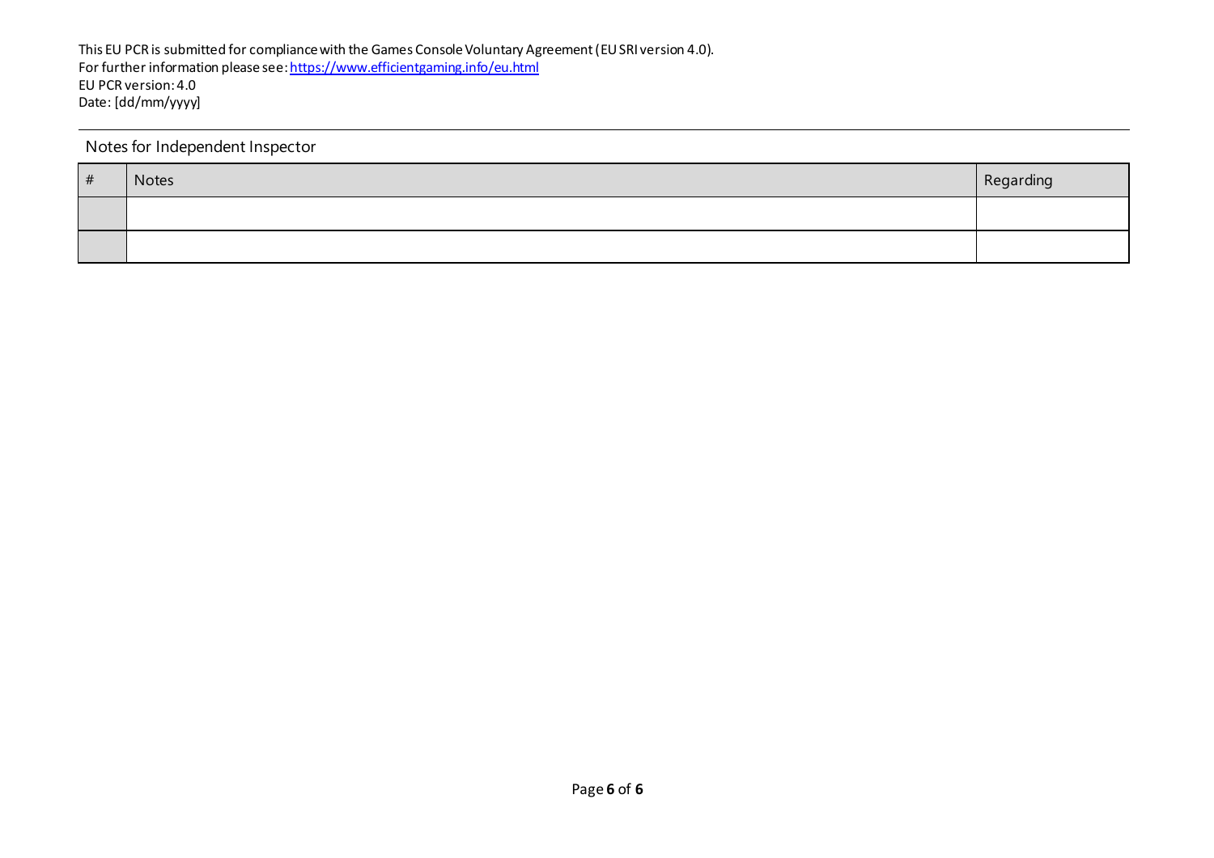This EU PCR is submitted for compliance with the Games Console Voluntary Agreement (EU SRI version 4.0).
For further information please see: https://www.efficientgaming.info/eu.html
EU PCR version: 4.0
Date: [dd/mm/yyyy]

## Notes for Independent Inspector

| # | Notes | Regarding |
|---|---|---|
| | | |
| | | |